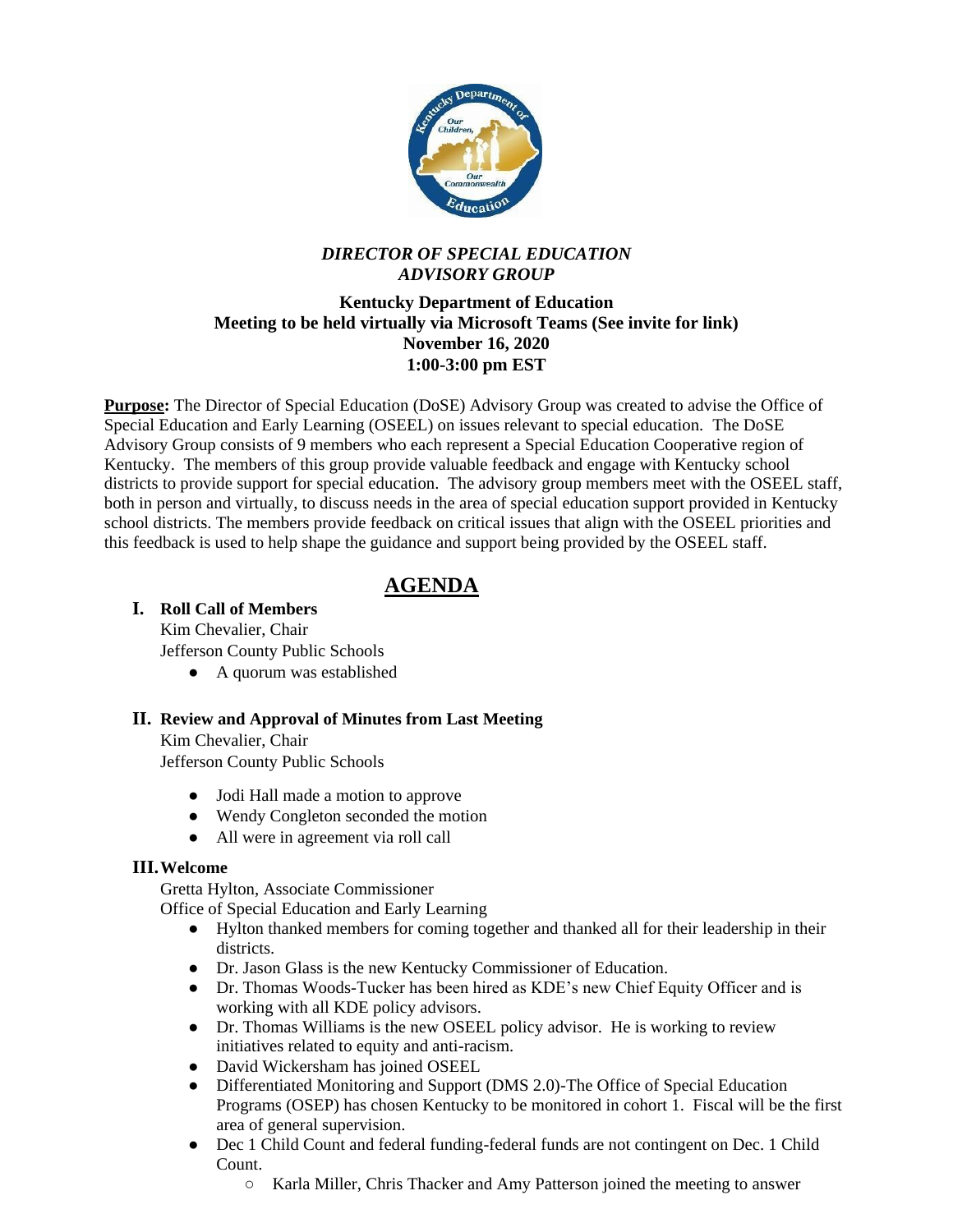***DIRECTOR OF SPECIAL EDUCATION ADVISORY GROUP***

**Kentucky Department of Education**
**Meeting to be held virtually via Microsoft Teams (See invite for link)**
**November 16, 2020**
**1:00-3:00 pm EST**

**Purpose:** The Director of Special Education (DoSE) Advisory Group was created to advise the Office of Special Education and Early Learning (OSEEL) on issues relevant to special education. The DoSE Advisory Group consists of 9 members who each represent a Special Education Cooperative region of Kentucky. The members of this group provide valuable feedback and engage with Kentucky school districts to provide support for special education. The advisory group members meet with the OSEEL staff, both in person and virtually, to discuss needs in the area of special education support provided in Kentucky school districts. The members provide feedback on critical issues that align with the OSEEL priorities and this feedback is used to help shape the guidance and support being provided by the OSEEL staff.

# AGENDA

## I. Roll Call of Members

Kim Chevalier, Chair
Jefferson County Public Schools

- A quorum was established

## II. Review and Approval of Minutes from Last Meeting

Kim Chevalier, Chair
Jefferson County Public Schools

- Jodi Hall made a motion to approve
- Wendy Congleton seconded the motion
- All were in agreement via roll call

## III. Welcome

Gretta Hylton, Associate Commissioner
Office of Special Education and Early Learning

- Hylton thanked members for coming together and thanked all for their leadership in their districts.
- Dr. Jason Glass is the new Kentucky Commissioner of Education.
- Dr. Thomas Woods-Tucker has been hired as KDE's new Chief Equity Officer and is working with all KDE policy advisors.
- Dr. Thomas Williams is the new OSEEL policy advisor. He is working to review initiatives related to equity and anti-racism.
- David Wickersham has joined OSEEL
- Differentiated Monitoring and Support (DMS 2.0)-The Office of Special Education Programs (OSEP) has chosen Kentucky to be monitored in cohort 1. Fiscal will be the first area of general supervision.
- Dec 1 Child Count and federal funding-federal funds are not contingent on Dec. 1 Child Count.
  - Karla Miller, Chris Thacker and Amy Patterson joined the meeting to answer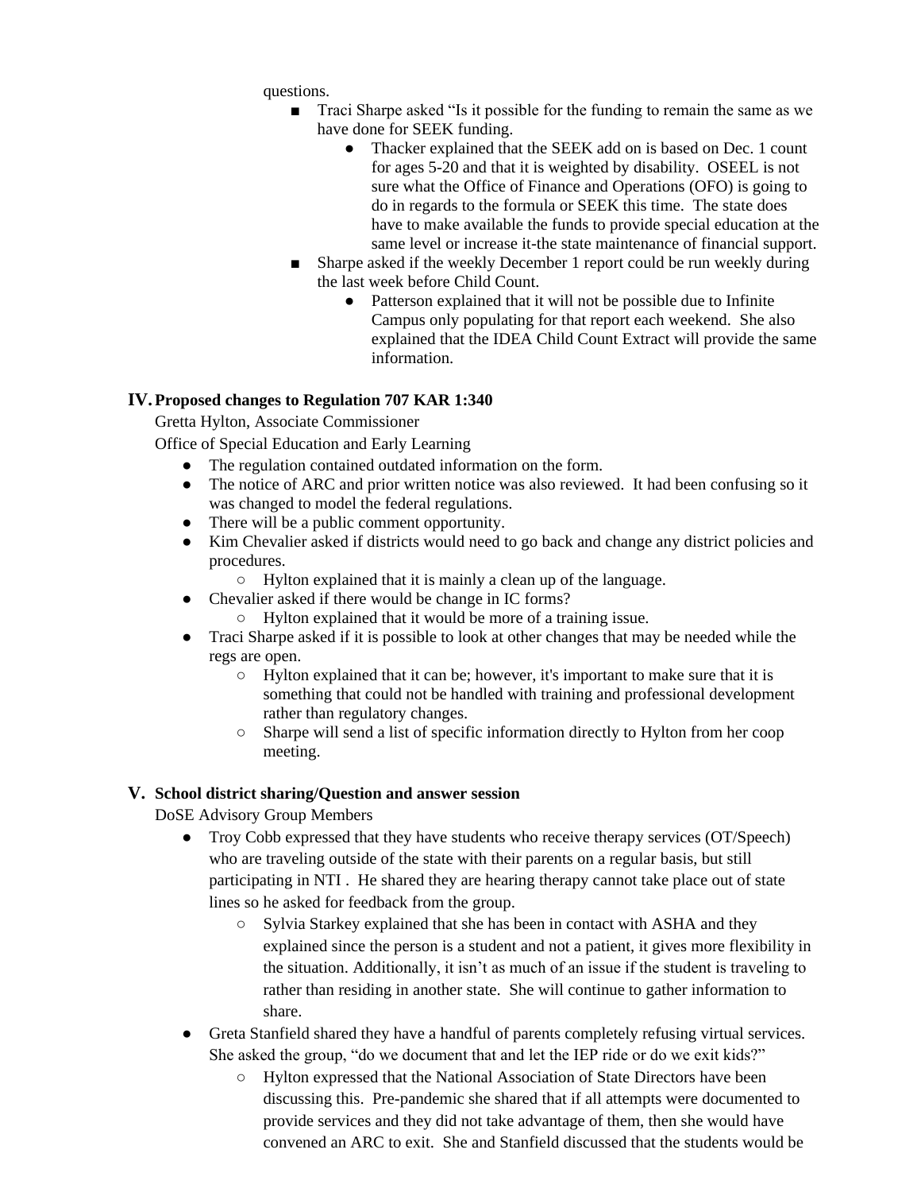questions.

- Traci Sharpe asked "Is it possible for the funding to remain the same as we have done for SEEK funding.
    - Thacker explained that the SEEK add on is based on Dec. 1 count for ages 5-20 and that it is weighted by disability. OSEEL is not sure what the Office of Finance and Operations (OFO) is going to do in regards to the formula or SEEK this time. The state does have to make available the funds to provide special education at the same level or increase it-the state maintenance of financial support.
- Sharpe asked if the weekly December 1 report could be run weekly during the last week before Child Count.
    - Patterson explained that it will not be possible due to Infinite Campus only populating for that report each weekend. She also explained that the IDEA Child Count Extract will provide the same information.

## IV. Proposed changes to Regulation 707 KAR 1:340

Gretta Hylton, Associate Commissioner

Office of Special Education and Early Learning

- The regulation contained outdated information on the form.
- The notice of ARC and prior written notice was also reviewed. It had been confusing so it was changed to model the federal regulations.
- There will be a public comment opportunity.
- Kim Chevalier asked if districts would need to go back and change any district policies and procedures.
    - Hylton explained that it is mainly a clean up of the language.
- Chevalier asked if there would be change in IC forms?
    - Hylton explained that it would be more of a training issue.
- Traci Sharpe asked if it is possible to look at other changes that may be needed while the regs are open.
    - Hylton explained that it can be; however, it's important to make sure that it is something that could not be handled with training and professional development rather than regulatory changes.
    - Sharpe will send a list of specific information directly to Hylton from her coop meeting.

## V. School district sharing/Question and answer session

DoSE Advisory Group Members

- Troy Cobb expressed that they have students who receive therapy services (OT/Speech) who are traveling outside of the state with their parents on a regular basis, but still participating in NTI . He shared they are hearing therapy cannot take place out of state lines so he asked for feedback from the group.
    - Sylvia Starkey explained that she has been in contact with ASHA and they explained since the person is a student and not a patient, it gives more flexibility in the situation. Additionally, it isn't as much of an issue if the student is traveling to rather than residing in another state. She will continue to gather information to share.
- Greta Stanfield shared they have a handful of parents completely refusing virtual services. She asked the group, "do we document that and let the IEP ride or do we exit kids?"
    - Hylton expressed that the National Association of State Directors have been discussing this. Pre-pandemic she shared that if all attempts were documented to provide services and they did not take advantage of them, then she would have convened an ARC to exit. She and Stanfield discussed that the students would be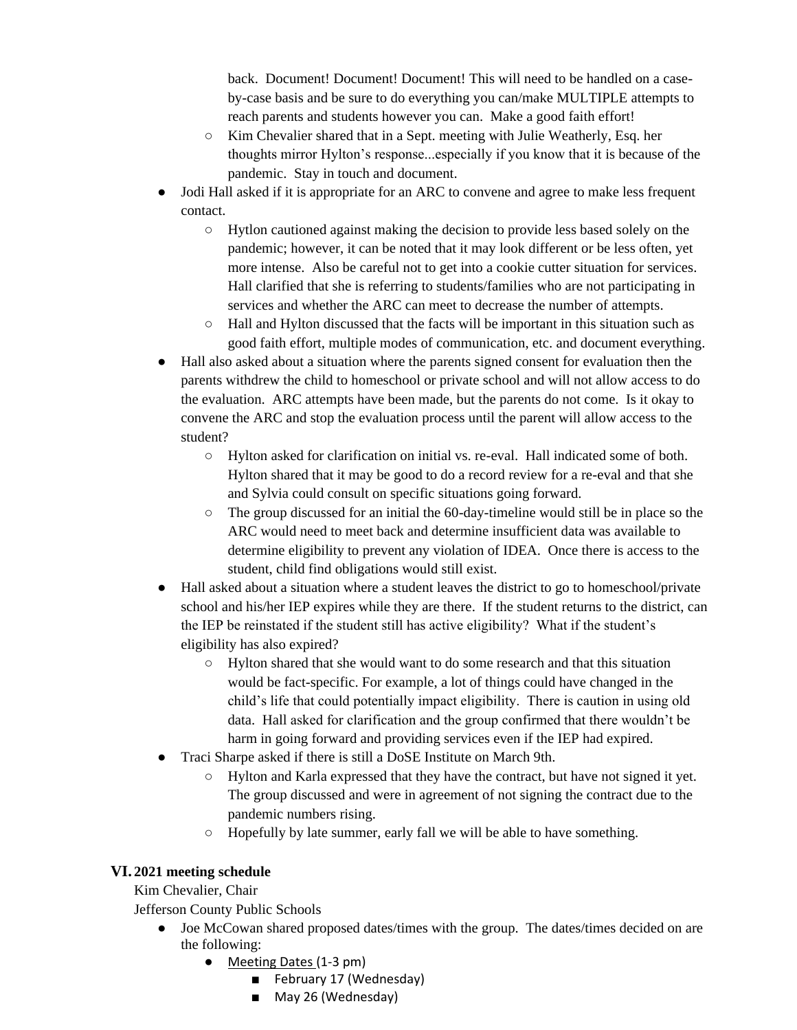back. Document! Document! Document! This will need to be handled on a case-by-case basis and be sure to do everything you can/make MULTIPLE attempts to reach parents and students however you can. Make a good faith effort!
  - Kim Chevalier shared that in a Sept. meeting with Julie Weatherly, Esq. her thoughts mirror Hylton's response...especially if you know that it is because of the pandemic. Stay in touch and document.
- Jodi Hall asked if it is appropriate for an ARC to convene and agree to make less frequent contact.
  - Hytlon cautioned against making the decision to provide less based solely on the pandemic; however, it can be noted that it may look different or be less often, yet more intense. Also be careful not to get into a cookie cutter situation for services. Hall clarified that she is referring to students/families who are not participating in services and whether the ARC can meet to decrease the number of attempts.
  - Hall and Hylton discussed that the facts will be important in this situation such as good faith effort, multiple modes of communication, etc. and document everything.
- Hall also asked about a situation where the parents signed consent for evaluation then the parents withdrew the child to homeschool or private school and will not allow access to do the evaluation. ARC attempts have been made, but the parents do not come. Is it okay to convene the ARC and stop the evaluation process until the parent will allow access to the student?
  - Hylton asked for clarification on initial vs. re-eval. Hall indicated some of both. Hylton shared that it may be good to do a record review for a re-eval and that she and Sylvia could consult on specific situations going forward.
  - The group discussed for an initial the 60-day-timeline would still be in place so the ARC would need to meet back and determine insufficient data was available to determine eligibility to prevent any violation of IDEA. Once there is access to the student, child find obligations would still exist.
- Hall asked about a situation where a student leaves the district to go to homeschool/private school and his/her IEP expires while they are there. If the student returns to the district, can the IEP be reinstated if the student still has active eligibility? What if the student's eligibility has also expired?
  - Hylton shared that she would want to do some research and that this situation would be fact-specific. For example, a lot of things could have changed in the child's life that could potentially impact eligibility. There is caution in using old data. Hall asked for clarification and the group confirmed that there wouldn't be harm in going forward and providing services even if the IEP had expired.
- Traci Sharpe asked if there is still a DoSE Institute on March 9th.
  - Hylton and Karla expressed that they have the contract, but have not signed it yet. The group discussed and were in agreement of not signing the contract due to the pandemic numbers rising.
  - Hopefully by late summer, early fall we will be able to have something.

## VI. 2021 meeting schedule

Kim Chevalier, Chair
Jefferson County Public Schools

- Joe McCowan shared proposed dates/times with the group. The dates/times decided on are the following:
  - Meeting Dates (1-3 pm)
    - February 17 (Wednesday)
    - May 26 (Wednesday)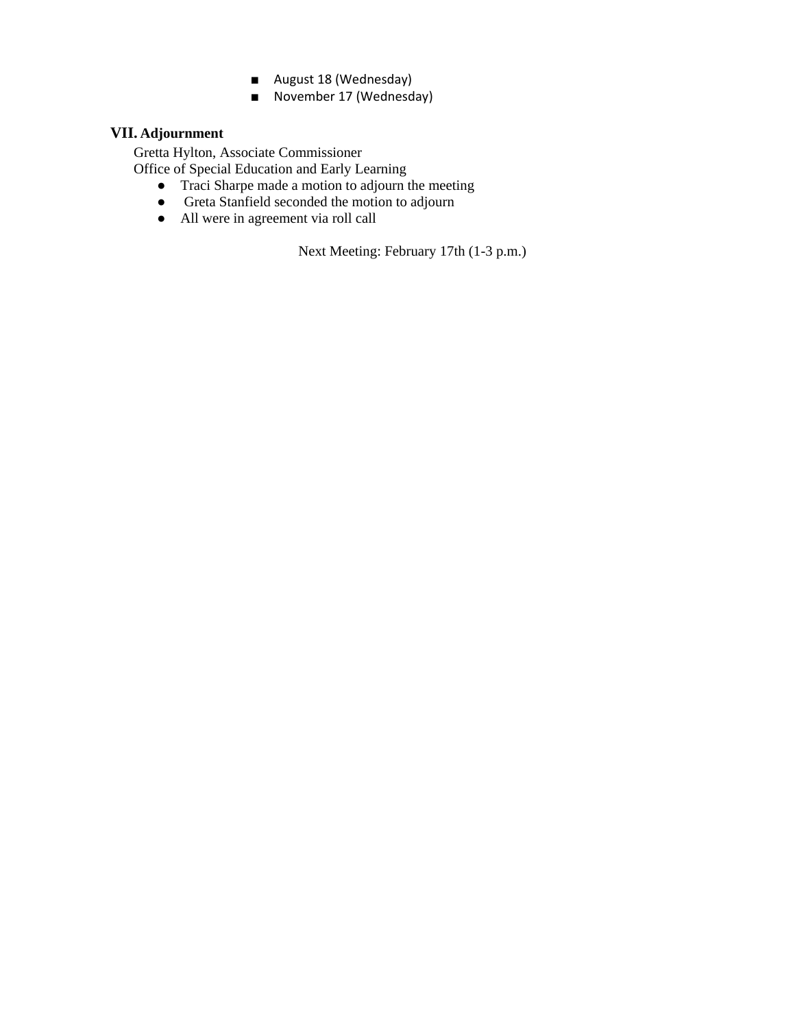- August 18 (Wednesday)
- November 17 (Wednesday)

## VII. Adjournment

Gretta Hylton, Associate Commissioner
Office of Special Education and Early Learning

- Traci Sharpe made a motion to adjourn the meeting
- Greta Stanfield seconded the motion to adjourn
- All were in agreement via roll call

Next Meeting: February 17th (1-3 p.m.)